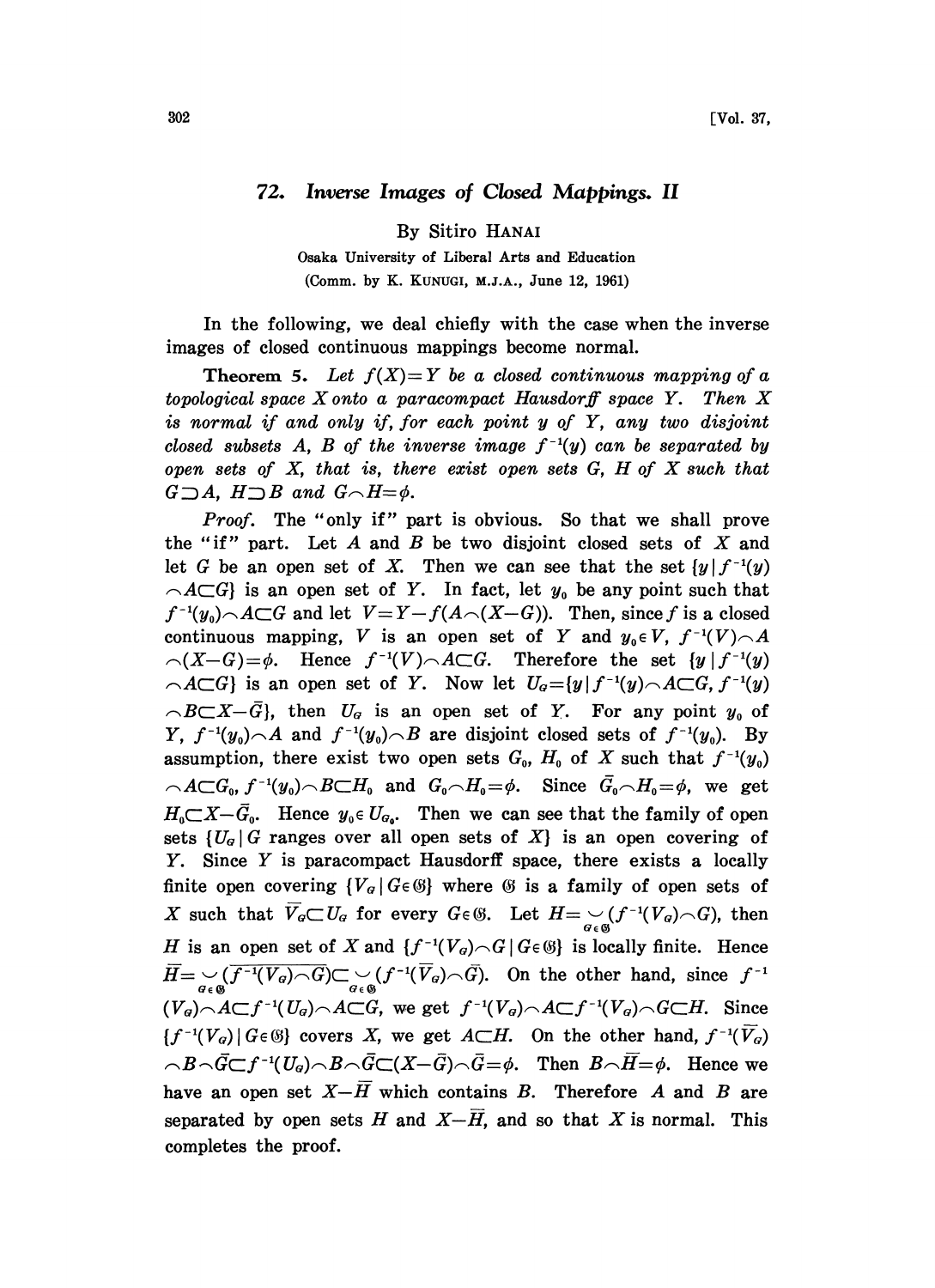# 72. Inverse Images of Closed Mappings. II

By Sitiro HANAI

Osaka University of Liberal Arts and Education

(Comm. by K. KUNUGI, M.J.A., June 12, 1961)

In the following, we deal chiefly with the case when the inverse images of closed continuous mappings become normal.

**Theorem 5.** *Let $f(X)=Y$ be a closed continuous mapping of a topological space $X$ onto a paracompact Hausdorff space $Y$. Then $X$ is normal if and only if, for each point $y$ of $Y$, any two disjoint closed subsets $A$, $B$ of the inverse image $f^{-1}(y)$ can be separated by open sets of $X$, that is, there exist open sets $G$, $H$ of $X$ such that $G\supset A$, $H\supset B$ and $G\frown H=\phi$.*

*Proof.* The "only if" part is obvious. So that we shall prove the "if" part. Let $A$ and $B$ be two disjoint closed sets of $X$ and let $G$ be an open set of $X$. Then we can see that the set $\{y\,|\,f^{-1}(y)\frown A\subset G\}$ is an open set of $Y$. In fact, let $y_0$ be any point such that $f^{-1}(y_0)\frown A\subset G$ and let $V=Y-f(A\frown(X-G))$. Then, since $f$ is a closed continuous mapping, $V$ is an open set of $Y$ and $y_0\in V$, $f^{-1}(V)\frown A\frown(X-G)=\phi$. Hence $f^{-1}(V)\frown A\subset G$. Therefore the set $\{y\,|\,f^{-1}(y)\frown A\subset G\}$ is an open set of $Y$. Now let $U_G=\{y\,|\,f^{-1}(y)\frown A\subset G, f^{-1}(y)\frown B\subset X-\bar{G}\}$, then $U_G$ is an open set of $Y$. For any point $y_0$ of $Y$, $f^{-1}(y_0)\frown A$ and $f^{-1}(y_0)\frown B$ are disjoint closed sets of $f^{-1}(y_0)$. By assumption, there exist two open sets $G_0$, $H_0$ of $X$ such that $f^{-1}(y_0)\frown A\subset G_0$, $f^{-1}(y_0)\frown B\subset H_0$ and $G_0\frown H_0=\phi$. Since $\bar{G}_0\frown H_0=\phi$, we get $H_0\subset X-\bar{G}_0$. Hence $y_0\in U_{G_0}$. Then we can see that the family of open sets $\{U_G\,|\,G$ ranges over all open sets of $X\}$ is an open covering of $Y$. Since $Y$ is paracompact Hausdorff space, there exists a locally finite open covering $\{V_G\,|\,G\in\mathfrak{G}\}$ where $\mathfrak{G}$ is a family of open sets of $X$ such that $\bar{V}_G\subset U_G$ for every $G\in\mathfrak{G}$. Let $H=\bigcup_{G\in\mathfrak{G}}(f^{-1}(V_G)\frown G)$, then $H$ is an open set of $X$ and $\{f^{-1}(V_G)\frown G\,|\,G\in\mathfrak{G}\}$ is locally finite. Hence $\bar{H}=\bigcup_{G\in\mathfrak{G}}\overline{(f^{-1}(V_G)\frown G)}\subset\bigcup_{G\in\mathfrak{G}}(f^{-1}(\bar{V}_G)\frown\bar{G})$. On the other hand, since $f^{-1}(V_G)\frown A\subset f^{-1}(U_G)\frown A\subset G$, we get $f^{-1}(V_G)\frown A\subset f^{-1}(V_G)\frown G\subset H$. Since $\{f^{-1}(V_G)\,|\,G\in\mathfrak{G}\}$ covers $X$, we get $A\subset H$. On the other hand, $f^{-1}(\bar{V}_G)\frown B\frown\bar{G}\subset f^{-1}(U_G)\frown B\frown\bar{G}\subset(X-\bar{G})\frown\bar{G}=\phi$. Then $B\frown\bar{H}=\phi$. Hence we have an open set $X-\bar{H}$ which contains $B$. Therefore $A$ and $B$ are separated by open sets $H$ and $X-\bar{H}$, and so that $X$ is normal. This completes the proof.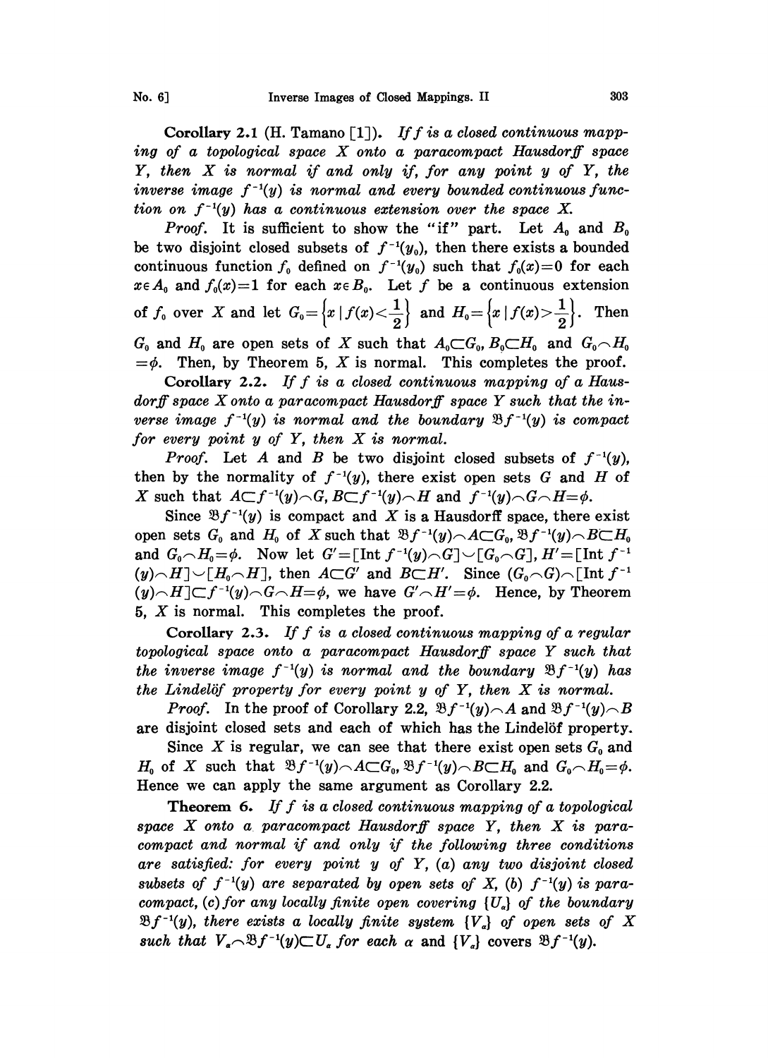**Corollary 2.1** (H. Tamano [1]). *If $f$ is a closed continuous mapping of a topological space $X$ onto a paracompact Hausdorff space $Y$, then $X$ is normal if and only if, for any point $y$ of $Y$, the inverse image $f^{-1}(y)$ is normal and every bounded continuous function on $f^{-1}(y)$ has a continuous extension over the space $X$.*

*Proof.* It is sufficient to show the "if" part. Let $A_0$ and $B_0$ be two disjoint closed subsets of $f^{-1}(y_0)$, then there exists a bounded continuous function $f_0$ defined on $f^{-1}(y_0)$ such that $f_0(x)=0$ for each $x \in A_0$ and $f_0(x)=1$ for each $x \in B_0$. Let $f$ be a continuous extension of $f_0$ over $X$ and let $G_0=\left\{x \mid f(x)<\frac{1}{2}\right\}$ and $H_0=\left\{x \mid f(x)>\frac{1}{2}\right\}$. Then $G_0$ and $H_0$ are open sets of $X$ such that $A_0 \subset G_0$, $B_0 \subset H_0$ and $G_0 \frown H_0 = \phi$. Then, by Theorem 5, $X$ is normal. This completes the proof.

**Corollary 2.2.** *If $f$ is a closed continuous mapping of a Hausdorff space $X$ onto a paracompact Hausdorff space $Y$ such that the inverse image $f^{-1}(y)$ is normal and the boundary $\mathfrak{B}f^{-1}(y)$ is compact for every point $y$ of $Y$, then $X$ is normal.*

*Proof.* Let $A$ and $B$ be two disjoint closed subsets of $f^{-1}(y)$, then by the normality of $f^{-1}(y)$, there exist open sets $G$ and $H$ of $X$ such that $A \subset f^{-1}(y) \frown G$, $B \subset f^{-1}(y) \frown H$ and $f^{-1}(y) \frown G \frown H = \phi$.

Since $\mathfrak{B}f^{-1}(y)$ is compact and $X$ is a Hausdorff space, there exist open sets $G_0$ and $H_0$ of $X$ such that $\mathfrak{B}f^{-1}(y) \frown A \subset G_0$, $\mathfrak{B}f^{-1}(y) \frown B \subset H_0$ and $G_0 \frown H_0 = \phi$. Now let $G' = [\operatorname{Int} f^{-1}(y) \frown G] \smile [G_0 \frown G]$, $H' = [\operatorname{Int} f^{-1}(y) \frown H] \smile [H_0 \frown H]$, then $A \subset G'$ and $B \subset H'$. Since $(G_0 \frown G) \frown [\operatorname{Int} f^{-1}(y) \frown H] \subset f^{-1}(y) \frown G \frown H = \phi$, we have $G' \frown H' = \phi$. Hence, by Theorem 5, $X$ is normal. This completes the proof.

**Corollary 2.3.** *If $f$ is a closed continuous mapping of a regular topological space onto a paracompact Hausdorff space $Y$ such that the inverse image $f^{-1}(y)$ is normal and the boundary $\mathfrak{B}f^{-1}(y)$ has the Lindelöf property for every point $y$ of $Y$, then $X$ is normal.*

*Proof.* In the proof of Corollary 2.2, $\mathfrak{B}f^{-1}(y) \frown A$ and $\mathfrak{B}f^{-1}(y) \frown B$ are disjoint closed sets and each of which has the Lindelöf property.

Since $X$ is regular, we can see that there exist open sets $G_0$ and $H_0$ of $X$ such that $\mathfrak{B}f^{-1}(y) \frown A \subset G_0$, $\mathfrak{B}f^{-1}(y) \frown B \subset H_0$ and $G_0 \frown H_0 = \phi$. Hence we can apply the same argument as Corollary 2.2.

**Theorem 6.** *If $f$ is a closed continuous mapping of a topological space $X$ onto a paracompact Hausdorff space $Y$, then $X$ is paracompact and normal if and only if the following three conditions are satisfied: for every point $y$ of $Y$, (a) any two disjoint closed subsets of $f^{-1}(y)$ are separated by open sets of $X$, (b) $f^{-1}(y)$ is paracompact, (c) for any locally finite open covering $\{U_\alpha\}$ of the boundary $\mathfrak{B}f^{-1}(y)$, there exists a locally finite system $\{V_\alpha\}$ of open sets of $X$ such that $V_\alpha \frown \mathfrak{B}f^{-1}(y) \subset U_\alpha$ for each $\alpha$ and $\{V_\alpha\}$ covers $\mathfrak{B}f^{-1}(y)$.*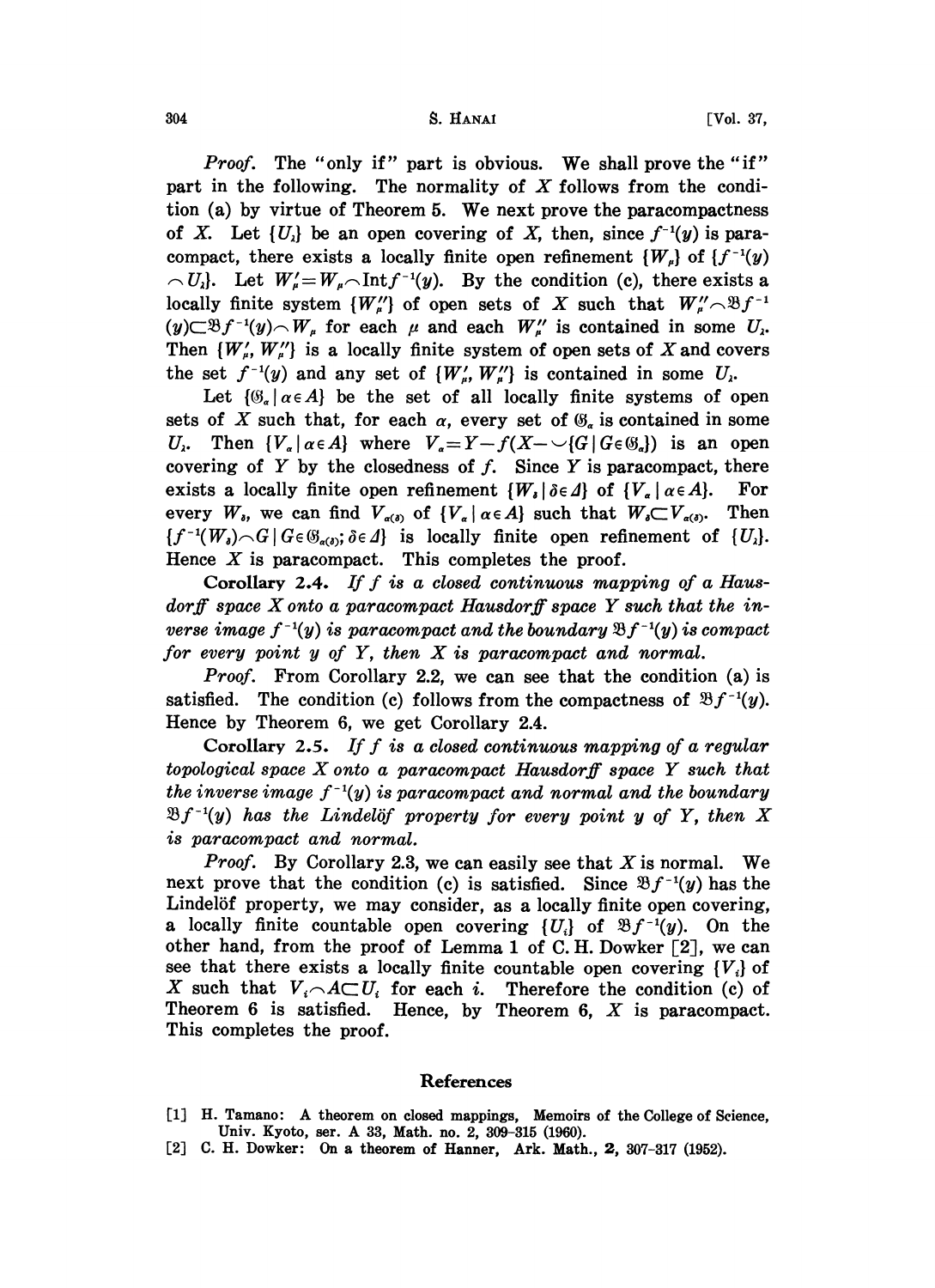*Proof.* The "only if" part is obvious. We shall prove the "if" part in the following. The normality of $X$ follows from the condition (a) by virtue of Theorem 5. We next prove the paracompactness of $X$. Let $\{U_\lambda\}$ be an open covering of $X$, then, since $f^{-1}(y)$ is paracompact, there exists a locally finite open refinement $\{W_\mu\}$ of $\{f^{-1}(y) \frown U_\lambda\}$. Let $W'_\mu = W_\mu \frown \operatorname{Int} f^{-1}(y)$. By the condition (c), there exists a locally finite system $\{W''_\mu\}$ of open sets of $X$ such that $W''_\mu \frown \mathfrak{B} f^{-1}(y) \subset \mathfrak{B} f^{-1}(y) \frown W_\mu$ for each $\mu$ and each $W''_\mu$ is contained in some $U_\lambda$. Then $\{W'_\mu, W''_\mu\}$ is a locally finite system of open sets of $X$ and covers the set $f^{-1}(y)$ and any set of $\{W'_\mu, W''_\mu\}$ is contained in some $U_\lambda$.

Let $\{\mathfrak{G}_\alpha \mid \alpha \in A\}$ be the set of all locally finite systems of open sets of $X$ such that, for each $\alpha$, every set of $\mathfrak{G}_\alpha$ is contained in some $U_\lambda$. Then $\{V_\alpha \mid \alpha \in A\}$ where $V_\alpha = Y - f(X - \smile\{G \mid G \in \mathfrak{G}_\alpha\})$ is an open covering of $Y$ by the closedness of $f$. Since $Y$ is paracompact, there exists a locally finite open refinement $\{W_\delta \mid \delta \in \Delta\}$ of $\{V_\alpha \mid \alpha \in A\}$. For every $W_\delta$, we can find $V_{\alpha(\delta)}$ of $\{V_\alpha \mid \alpha \in A\}$ such that $W_\delta \subset V_{\alpha(\delta)}$. Then $\{f^{-1}(W_\delta) \frown G \mid G \in \mathfrak{G}_{\alpha(\delta)}; \delta \in \Delta\}$ is locally finite open refinement of $\{U_\lambda\}$. Hence $X$ is paracompact. This completes the proof.

**Corollary 2.4.** *If $f$ is a closed continuous mapping of a Hausdorff space $X$ onto a paracompact Hausdorff space $Y$ such that the inverse image $f^{-1}(y)$ is paracompact and the boundary $\mathfrak{B} f^{-1}(y)$ is compact for every point $y$ of $Y$, then $X$ is paracompact and normal.*

*Proof.* From Corollary 2.2, we can see that the condition (a) is satisfied. The condition (c) follows from the compactness of $\mathfrak{B} f^{-1}(y)$. Hence by Theorem 6, we get Corollary 2.4.

**Corollary 2.5.** *If $f$ is a closed continuous mapping of a regular topological space $X$ onto a paracompact Hausdorff space $Y$ such that the inverse image $f^{-1}(y)$ is paracompact and normal and the boundary $\mathfrak{B} f^{-1}(y)$ has the Lindelöf property for every point $y$ of $Y$, then $X$ is paracompact and normal.*

*Proof.* By Corollary 2.3, we can easily see that $X$ is normal. We next prove that the condition (c) is satisfied. Since $\mathfrak{B} f^{-1}(y)$ has the Lindelöf property, we may consider, as a locally finite open covering, a locally finite countable open covering $\{U_i\}$ of $\mathfrak{B} f^{-1}(y)$. On the other hand, from the proof of Lemma 1 of C. H. Dowker [2], we can see that there exists a locally finite countable open covering $\{V_i\}$ of $X$ such that $V_i \frown A \subset U_i$ for each $i$. Therefore the condition (c) of Theorem 6 is satisfied. Hence, by Theorem 6, $X$ is paracompact. This completes the proof.

## References

[1] H. Tamano: A theorem on closed mappings, Memoirs of the College of Science, Univ. Kyoto, ser. A 33, Math. no. 2, 309-315 (1960).

[2] C. H. Dowker: On a theorem of Hanner, Ark. Math., **2**, 307-317 (1952).